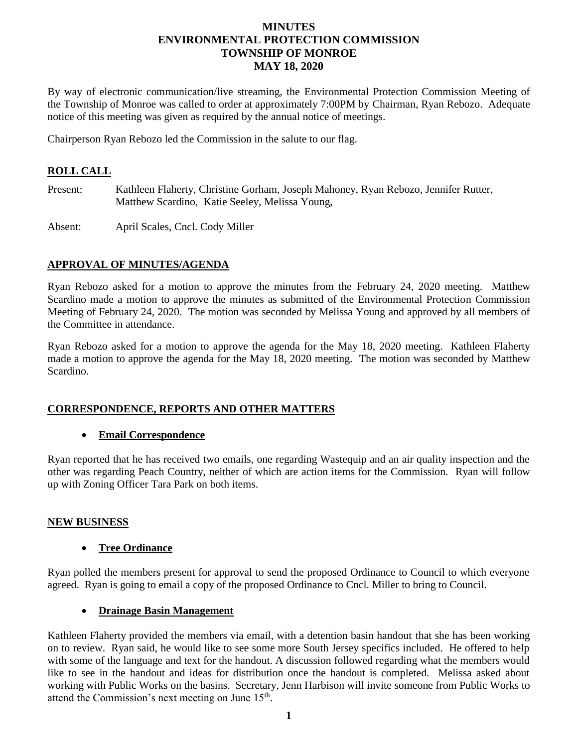# MINUTES
# ENVIRONMENTAL PROTECTION COMMISSION
# TOWNSHIP OF MONROE
# MAY 18, 2020

By way of electronic communication/live streaming, the Environmental Protection Commission Meeting of the Township of Monroe was called to order at approximately 7:00PM by Chairman, Ryan Rebozo. Adequate notice of this meeting was given as required by the annual notice of meetings.

Chairperson Ryan Rebozo led the Commission in the salute to our flag.

## ROLL CALL

Present: Kathleen Flaherty, Christine Gorham, Joseph Mahoney, Ryan Rebozo, Jennifer Rutter, Matthew Scardino, Katie Seeley, Melissa Young,

Absent: April Scales, Cncl. Cody Miller

## APPROVAL OF MINUTES/AGENDA

Ryan Rebozo asked for a motion to approve the minutes from the February 24, 2020 meeting. Matthew Scardino made a motion to approve the minutes as submitted of the Environmental Protection Commission Meeting of February 24, 2020. The motion was seconded by Melissa Young and approved by all members of the Committee in attendance.

Ryan Rebozo asked for a motion to approve the agenda for the May 18, 2020 meeting. Kathleen Flaherty made a motion to approve the agenda for the May 18, 2020 meeting. The motion was seconded by Matthew Scardino.

## CORRESPONDENCE, REPORTS AND OTHER MATTERS

- **Email Correspondence**

Ryan reported that he has received two emails, one regarding Wastequip and an air quality inspection and the other was regarding Peach Country, neither of which are action items for the Commission. Ryan will follow up with Zoning Officer Tara Park on both items.

## NEW BUSINESS

- **Tree Ordinance**

Ryan polled the members present for approval to send the proposed Ordinance to Council to which everyone agreed. Ryan is going to email a copy of the proposed Ordinance to Cncl. Miller to bring to Council.

- **Drainage Basin Management**

Kathleen Flaherty provided the members via email, with a detention basin handout that she has been working on to review. Ryan said, he would like to see some more South Jersey specifics included. He offered to help with some of the language and text for the handout. A discussion followed regarding what the members would like to see in the handout and ideas for distribution once the handout is completed. Melissa asked about working with Public Works on the basins. Secretary, Jenn Harbison will invite someone from Public Works to attend the Commission's next meeting on June 15th.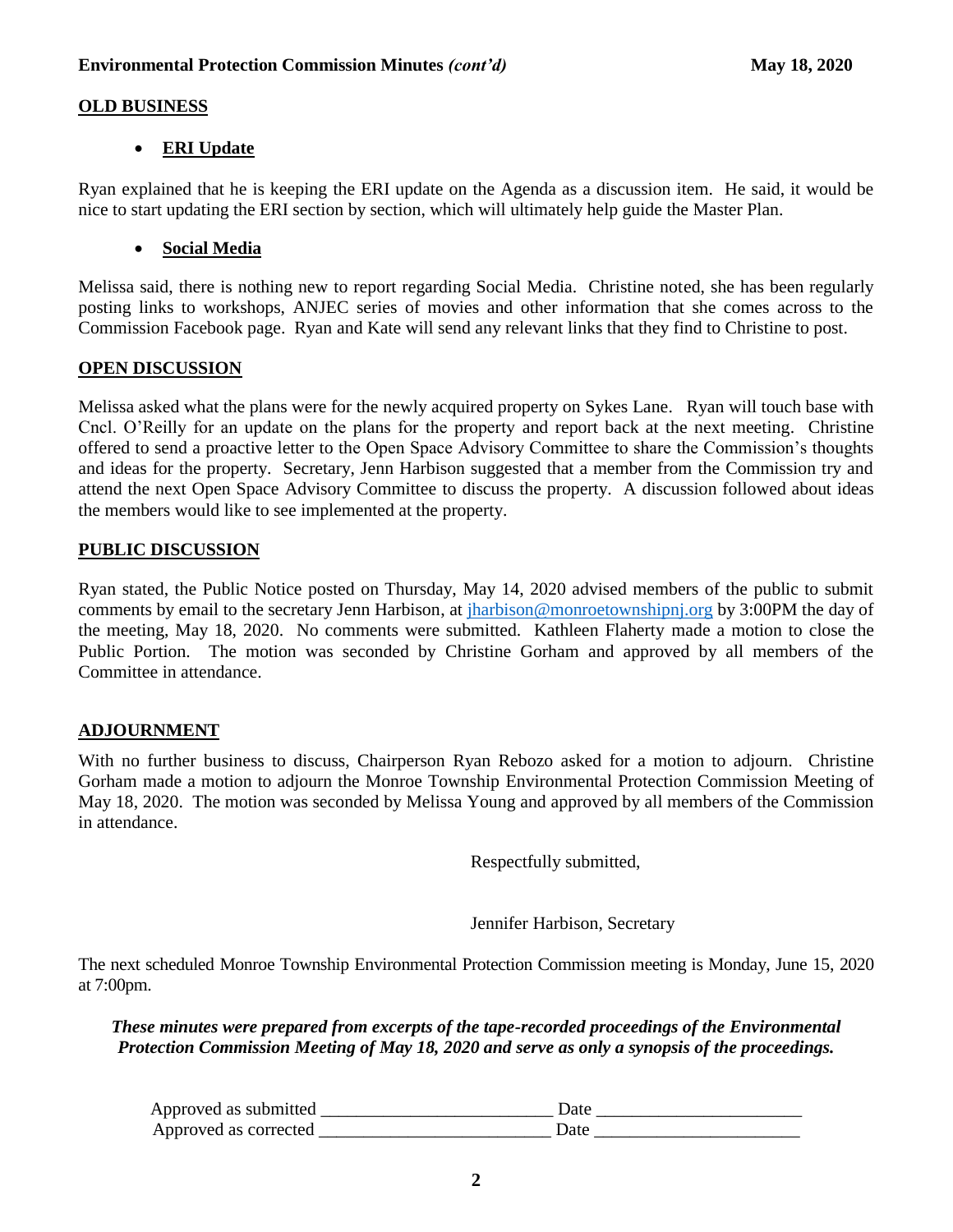## OLD BUSINESS

- **ERI Update**

Ryan explained that he is keeping the ERI update on the Agenda as a discussion item. He said, it would be nice to start updating the ERI section by section, which will ultimately help guide the Master Plan.

- **Social Media**

Melissa said, there is nothing new to report regarding Social Media. Christine noted, she has been regularly posting links to workshops, ANJEC series of movies and other information that she comes across to the Commission Facebook page. Ryan and Kate will send any relevant links that they find to Christine to post.

## OPEN DISCUSSION

Melissa asked what the plans were for the newly acquired property on Sykes Lane. Ryan will touch base with Cncl. O'Reilly for an update on the plans for the property and report back at the next meeting. Christine offered to send a proactive letter to the Open Space Advisory Committee to share the Commission's thoughts and ideas for the property. Secretary, Jenn Harbison suggested that a member from the Commission try and attend the next Open Space Advisory Committee to discuss the property. A discussion followed about ideas the members would like to see implemented at the property.

## PUBLIC DISCUSSION

Ryan stated, the Public Notice posted on Thursday, May 14, 2020 advised members of the public to submit comments by email to the secretary Jenn Harbison, at jharbison@monroetownshipnj.org by 3:00PM the day of the meeting, May 18, 2020. No comments were submitted. Kathleen Flaherty made a motion to close the Public Portion. The motion was seconded by Christine Gorham and approved by all members of the Committee in attendance.

## ADJOURNMENT

With no further business to discuss, Chairperson Ryan Rebozo asked for a motion to adjourn. Christine Gorham made a motion to adjourn the Monroe Township Environmental Protection Commission Meeting of May 18, 2020. The motion was seconded by Melissa Young and approved by all members of the Commission in attendance.

Respectfully submitted,

Jennifer Harbison, Secretary

The next scheduled Monroe Township Environmental Protection Commission meeting is Monday, June 15, 2020 at 7:00pm.

***These minutes were prepared from excerpts of the tape-recorded proceedings of the Environmental Protection Commission Meeting of May 18, 2020 and serve as only a synopsis of the proceedings.***

Approved as submitted _________________________ Date ______________________
Approved as corrected _________________________ Date ______________________